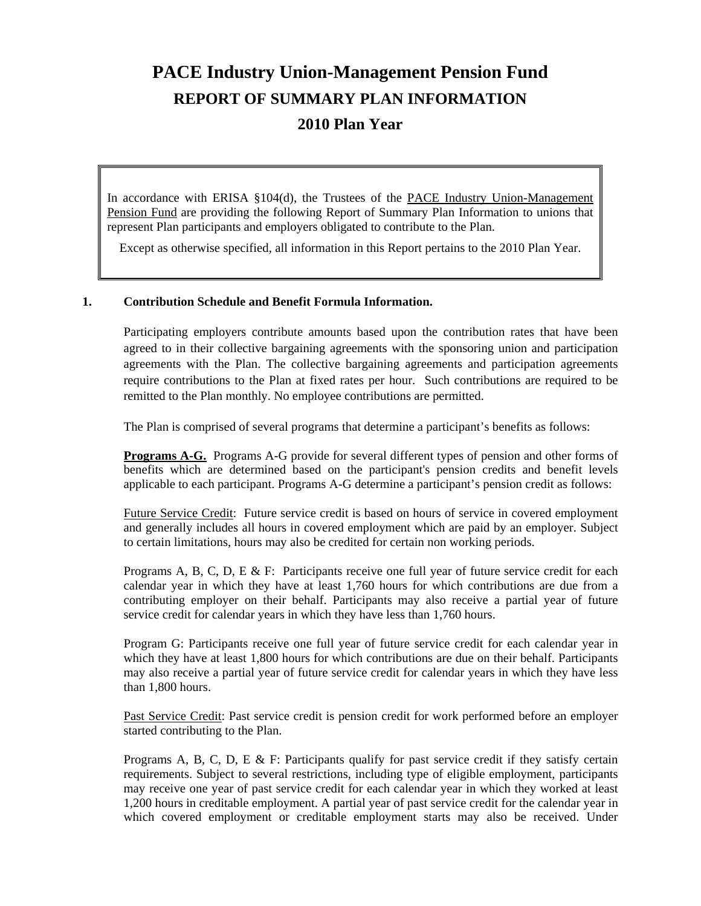# PACE Industry Union-Management Pension Fund

## REPORT OF SUMMARY PLAN INFORMATION

## 2010 Plan Year

> In accordance with ERISA §104(d), the Trustees of the PACE Industry Union-Management Pension Fund are providing the following Report of Summary Plan Information to unions that represent Plan participants and employers obligated to contribute to the Plan.
>
> Except as otherwise specified, all information in this Report pertains to the 2010 Plan Year.

### 1. Contribution Schedule and Benefit Formula Information.

Participating employers contribute amounts based upon the contribution rates that have been agreed to in their collective bargaining agreements with the sponsoring union and participation agreements with the Plan. The collective bargaining agreements and participation agreements require contributions to the Plan at fixed rates per hour. Such contributions are required to be remitted to the Plan monthly. No employee contributions are permitted.

The Plan is comprised of several programs that determine a participant's benefits as follows:

**Programs A-G.** Programs A-G provide for several different types of pension and other forms of benefits which are determined based on the participant's pension credits and benefit levels applicable to each participant. Programs A-G determine a participant's pension credit as follows:

Future Service Credit: Future service credit is based on hours of service in covered employment and generally includes all hours in covered employment which are paid by an employer. Subject to certain limitations, hours may also be credited for certain non working periods.

Programs A, B, C, D, E & F: Participants receive one full year of future service credit for each calendar year in which they have at least 1,760 hours for which contributions are due from a contributing employer on their behalf. Participants may also receive a partial year of future service credit for calendar years in which they have less than 1,760 hours.

Program G: Participants receive one full year of future service credit for each calendar year in which they have at least 1,800 hours for which contributions are due on their behalf. Participants may also receive a partial year of future service credit for calendar years in which they have less than 1,800 hours.

Past Service Credit: Past service credit is pension credit for work performed before an employer started contributing to the Plan.

Programs A, B, C, D, E & F: Participants qualify for past service credit if they satisfy certain requirements. Subject to several restrictions, including type of eligible employment, participants may receive one year of past service credit for each calendar year in which they worked at least 1,200 hours in creditable employment. A partial year of past service credit for the calendar year in which covered employment or creditable employment starts may also be received. Under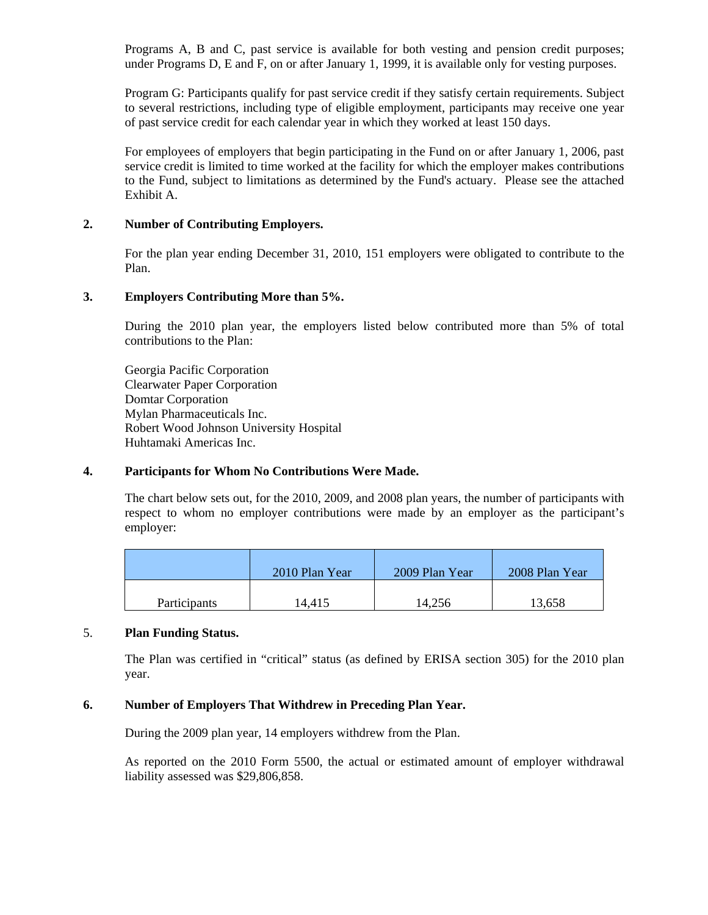Programs A, B and C, past service is available for both vesting and pension credit purposes; under Programs D, E and F, on or after January 1, 1999, it is available only for vesting purposes.

Program G: Participants qualify for past service credit if they satisfy certain requirements. Subject to several restrictions, including type of eligible employment, participants may receive one year of past service credit for each calendar year in which they worked at least 150 days.

For employees of employers that begin participating in the Fund on or after January 1, 2006, past service credit is limited to time worked at the facility for which the employer makes contributions to the Fund, subject to limitations as determined by the Fund's actuary. Please see the attached Exhibit A.

**2. Number of Contributing Employers.**

For the plan year ending December 31, 2010, 151 employers were obligated to contribute to the Plan.

**3. Employers Contributing More than 5%.**

During the 2010 plan year, the employers listed below contributed more than 5% of total contributions to the Plan:

Georgia Pacific Corporation
Clearwater Paper Corporation
Domtar Corporation
Mylan Pharmaceuticals Inc.
Robert Wood Johnson University Hospital
Huhtamaki Americas Inc.

**4. Participants for Whom No Contributions Were Made.**

The chart below sets out, for the 2010, 2009, and 2008 plan years, the number of participants with respect to whom no employer contributions were made by an employer as the participant's employer:

| | 2010 Plan Year | 2009 Plan Year | 2008 Plan Year |
|---|---|---|---|
| Participants | 14,415 | 14,256 | 13,658 |

5. **Plan Funding Status.**

The Plan was certified in "critical" status (as defined by ERISA section 305) for the 2010 plan year.

**6. Number of Employers That Withdrew in Preceding Plan Year.**

During the 2009 plan year, 14 employers withdrew from the Plan.

As reported on the 2010 Form 5500, the actual or estimated amount of employer withdrawal liability assessed was $29,806,858.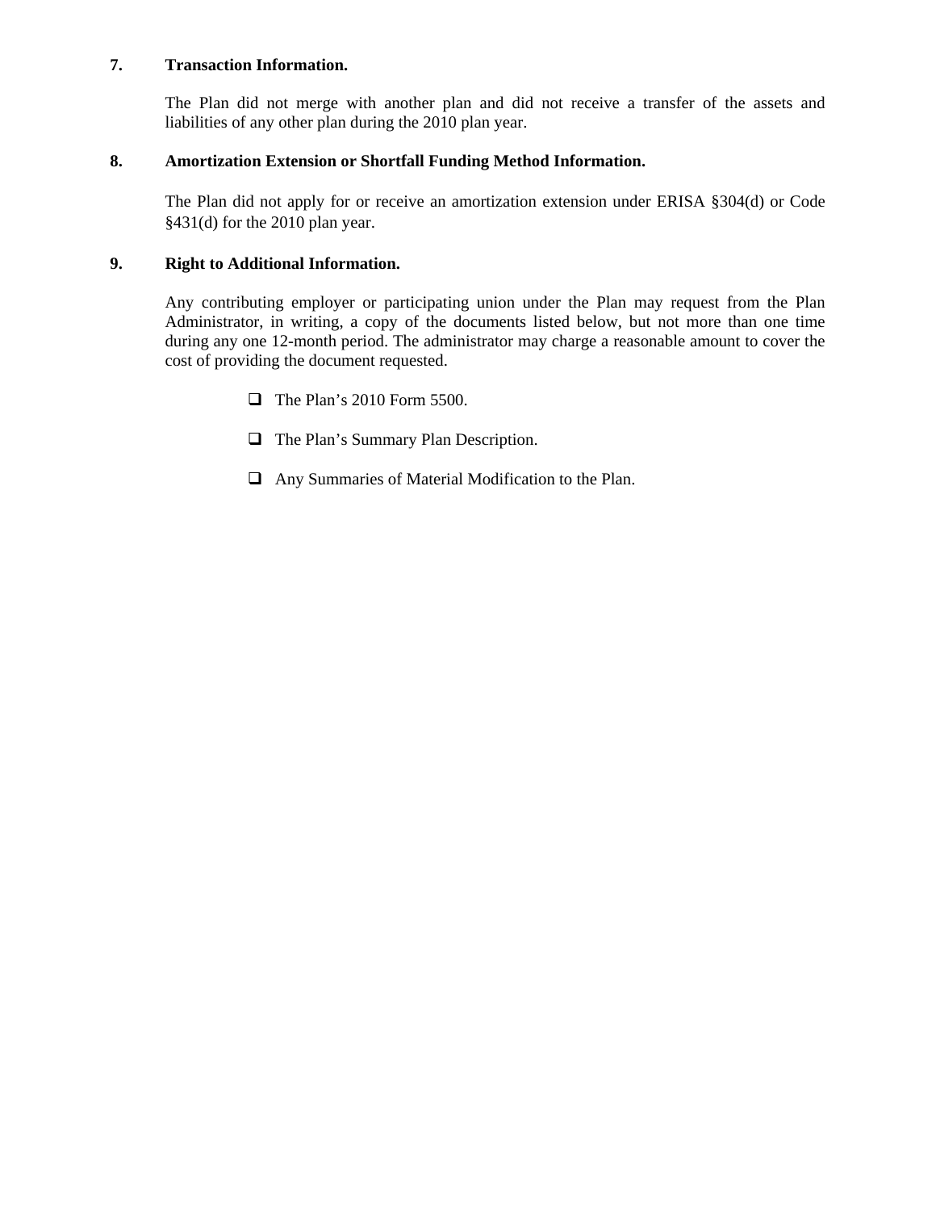**7. Transaction Information.**

The Plan did not merge with another plan and did not receive a transfer of the assets and liabilities of any other plan during the 2010 plan year.

**8. Amortization Extension or Shortfall Funding Method Information.**

The Plan did not apply for or receive an amortization extension under ERISA §304(d) or Code §431(d) for the 2010 plan year.

**9. Right to Additional Information.**

Any contributing employer or participating union under the Plan may request from the Plan Administrator, in writing, a copy of the documents listed below, but not more than one time during any one 12-month period. The administrator may charge a reasonable amount to cover the cost of providing the document requested.

- ❑ The Plan's 2010 Form 5500.
- ❑ The Plan's Summary Plan Description.
- ❑ Any Summaries of Material Modification to the Plan.